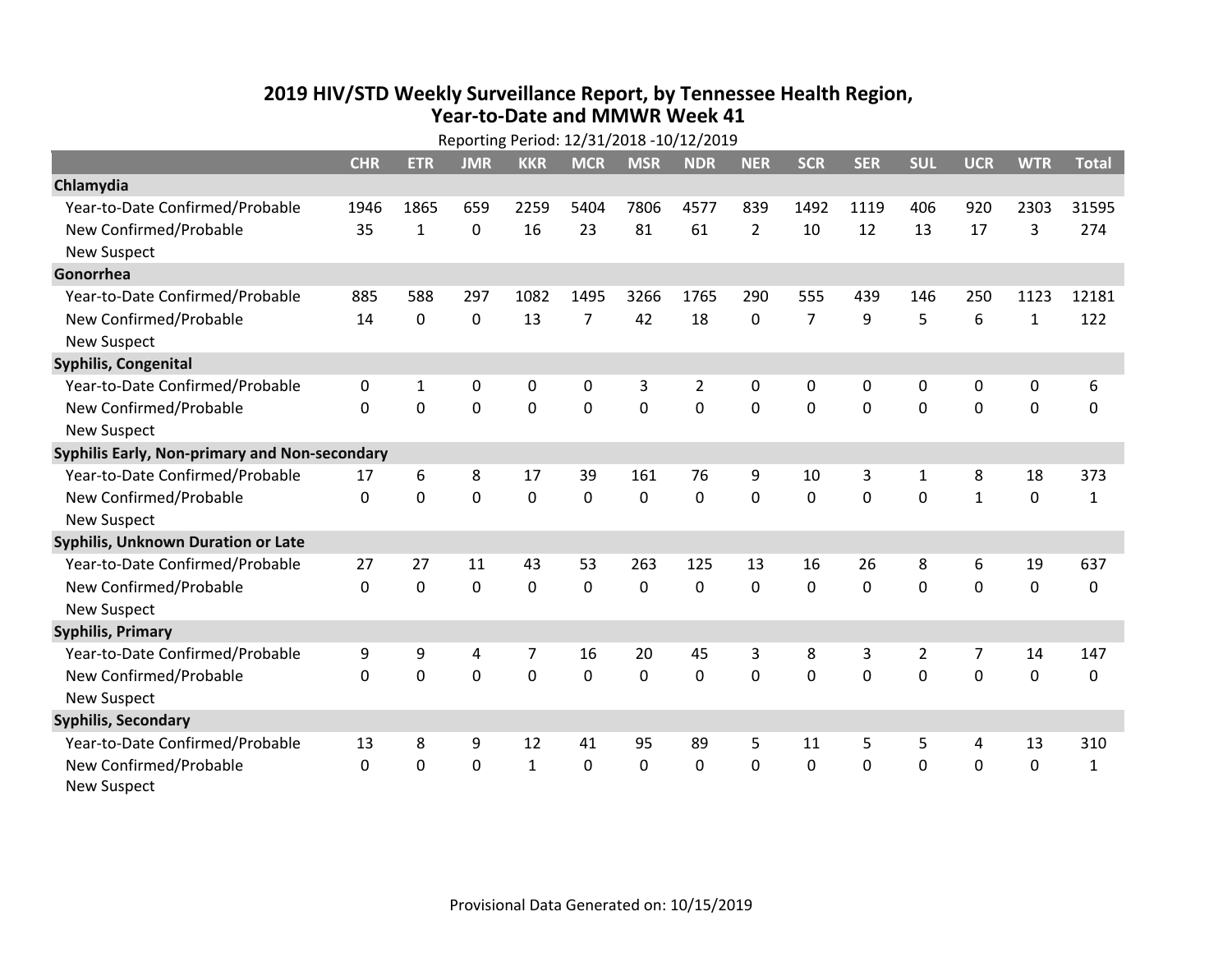# 2019 HIV/STD Weekly Surveillance Report, by Tennessee Health Region, Year-to-Date and MMWR Week 41

Reporting Period: 12/31/2018 -10/12/2019

| | CHR | ETR | JMR | KKR | MCR | MSR | NDR | NER | SCR | SER | SUL | UCR | WTR | Total |
|---|---|---|---|---|---|---|---|---|---|---|---|---|---|---|
| **Chlamydia** | | | | | | | | | | | | | | |
| Year-to-Date Confirmed/Probable | 1946 | 1865 | 659 | 2259 | 5404 | 7806 | 4577 | 839 | 1492 | 1119 | 406 | 920 | 2303 | 31595 |
| New Confirmed/Probable | 35 | 1 | 0 | 16 | 23 | 81 | 61 | 2 | 10 | 12 | 13 | 17 | 3 | 274 |
| New Suspect | | | | | | | | | | | | | | |
| **Gonorrhea** | | | | | | | | | | | | | | |
| Year-to-Date Confirmed/Probable | 885 | 588 | 297 | 1082 | 1495 | 3266 | 1765 | 290 | 555 | 439 | 146 | 250 | 1123 | 12181 |
| New Confirmed/Probable | 14 | 0 | 0 | 13 | 7 | 42 | 18 | 0 | 7 | 9 | 5 | 6 | 1 | 122 |
| New Suspect | | | | | | | | | | | | | | |
| **Syphilis, Congenital** | | | | | | | | | | | | | | |
| Year-to-Date Confirmed/Probable | 0 | 1 | 0 | 0 | 0 | 3 | 2 | 0 | 0 | 0 | 0 | 0 | 0 | 6 |
| New Confirmed/Probable | 0 | 0 | 0 | 0 | 0 | 0 | 0 | 0 | 0 | 0 | 0 | 0 | 0 | 0 |
| New Suspect | | | | | | | | | | | | | | |
| **Syphilis Early, Non-primary and Non-secondary** | | | | | | | | | | | | | | |
| Year-to-Date Confirmed/Probable | 17 | 6 | 8 | 17 | 39 | 161 | 76 | 9 | 10 | 3 | 1 | 8 | 18 | 373 |
| New Confirmed/Probable | 0 | 0 | 0 | 0 | 0 | 0 | 0 | 0 | 0 | 0 | 0 | 1 | 0 | 1 |
| New Suspect | | | | | | | | | | | | | | |
| **Syphilis, Unknown Duration or Late** | | | | | | | | | | | | | | |
| Year-to-Date Confirmed/Probable | 27 | 27 | 11 | 43 | 53 | 263 | 125 | 13 | 16 | 26 | 8 | 6 | 19 | 637 |
| New Confirmed/Probable | 0 | 0 | 0 | 0 | 0 | 0 | 0 | 0 | 0 | 0 | 0 | 0 | 0 | 0 |
| New Suspect | | | | | | | | | | | | | | |
| **Syphilis, Primary** | | | | | | | | | | | | | | |
| Year-to-Date Confirmed/Probable | 9 | 9 | 4 | 7 | 16 | 20 | 45 | 3 | 8 | 3 | 2 | 7 | 14 | 147 |
| New Confirmed/Probable | 0 | 0 | 0 | 0 | 0 | 0 | 0 | 0 | 0 | 0 | 0 | 0 | 0 | 0 |
| New Suspect | | | | | | | | | | | | | | |
| **Syphilis, Secondary** | | | | | | | | | | | | | | |
| Year-to-Date Confirmed/Probable | 13 | 8 | 9 | 12 | 41 | 95 | 89 | 5 | 11 | 5 | 5 | 4 | 13 | 310 |
| New Confirmed/Probable | 0 | 0 | 0 | 1 | 0 | 0 | 0 | 0 | 0 | 0 | 0 | 0 | 0 | 1 |
| New Suspect | | | | | | | | | | | | | | |

Provisional Data Generated on: 10/15/2019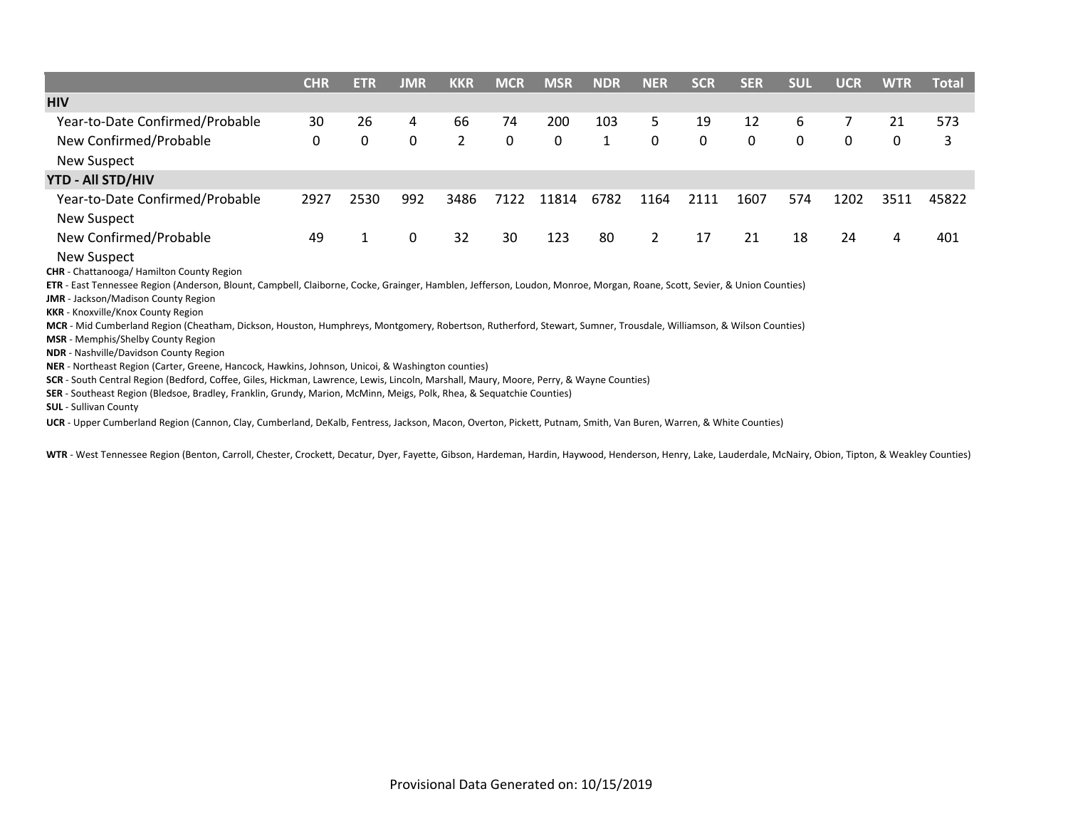| | CHR | ETR | JMR | KKR | MCR | MSR | NDR | NER | SCR | SER | SUL | UCR | WTR | Total |
|---|---|---|---|---|---|---|---|---|---|---|---|---|---|---|
| **HIV** | | | | | | | | | | | | | | |
| Year-to-Date Confirmed/Probable | 30 | 26 | 4 | 66 | 74 | 200 | 103 | 5 | 19 | 12 | 6 | 7 | 21 | 573 |
| New Confirmed/Probable | 0 | 0 | 0 | 2 | 0 | 0 | 1 | 0 | 0 | 0 | 0 | 0 | 0 | 3 |
| New Suspect | | | | | | | | | | | | | | |
| **YTD - All STD/HIV** | | | | | | | | | | | | | | |
| Year-to-Date Confirmed/Probable | 2927 | 2530 | 992 | 3486 | 7122 | 11814 | 6782 | 1164 | 2111 | 1607 | 574 | 1202 | 3511 | 45822 |
| New Suspect | | | | | | | | | | | | | | |
| New Confirmed/Probable | 49 | 1 | 0 | 32 | 30 | 123 | 80 | 2 | 17 | 21 | 18 | 24 | 4 | 401 |
| New Suspect | | | | | | | | | | | | | | |

**CHR** - Chattanooga/ Hamilton County Region

**ETR** - East Tennessee Region (Anderson, Blount, Campbell, Claiborne, Cocke, Grainger, Hamblen, Jefferson, Loudon, Monroe, Morgan, Roane, Scott, Sevier, & Union Counties)

**JMR** - Jackson/Madison County Region

**KKR** - Knoxville/Knox County Region

**MCR** - Mid Cumberland Region (Cheatham, Dickson, Houston, Humphreys, Montgomery, Robertson, Rutherford, Stewart, Sumner, Trousdale, Williamson, & Wilson Counties)

**MSR** - Memphis/Shelby County Region

**NDR** - Nashville/Davidson County Region

**NER** - Northeast Region (Carter, Greene, Hancock, Hawkins, Johnson, Unicoi, & Washington counties)

**SCR** - South Central Region (Bedford, Coffee, Giles, Hickman, Lawrence, Lewis, Lincoln, Marshall, Maury, Moore, Perry, & Wayne Counties)

**SER** - Southeast Region (Bledsoe, Bradley, Franklin, Grundy, Marion, McMinn, Meigs, Polk, Rhea, & Sequatchie Counties)

**SUL** - Sullivan County

**UCR** - Upper Cumberland Region (Cannon, Clay, Cumberland, DeKalb, Fentress, Jackson, Macon, Overton, Pickett, Putnam, Smith, Van Buren, Warren, & White Counties)

**WTR** - West Tennessee Region (Benton, Carroll, Chester, Crockett, Decatur, Dyer, Fayette, Gibson, Hardeman, Hardin, Haywood, Henderson, Henry, Lake, Lauderdale, McNairy, Obion, Tipton, & Weakley Counties)

Provisional Data Generated on: 10/15/2019